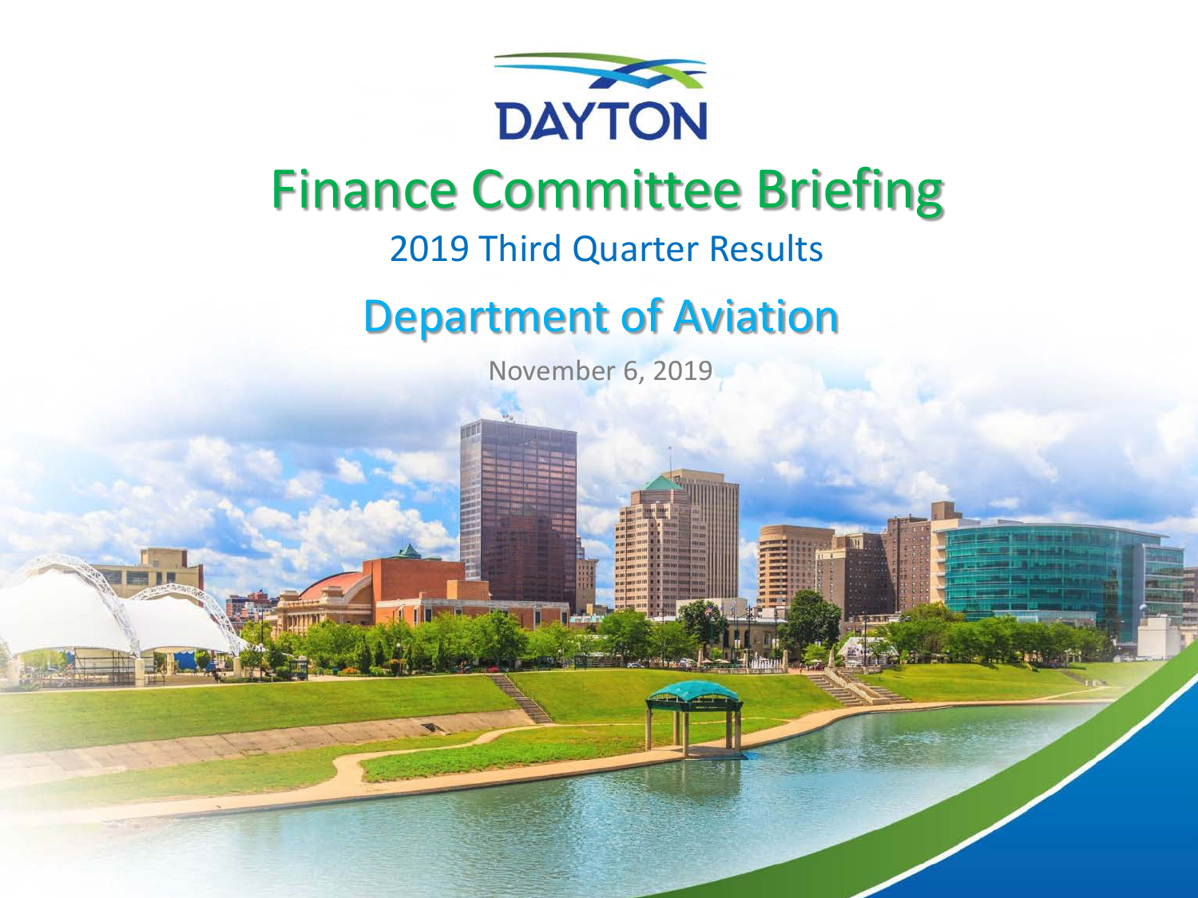DAYTON

# Finance Committee Briefing

## 2019 Third Quarter Results

## Department of Aviation

November 6, 2019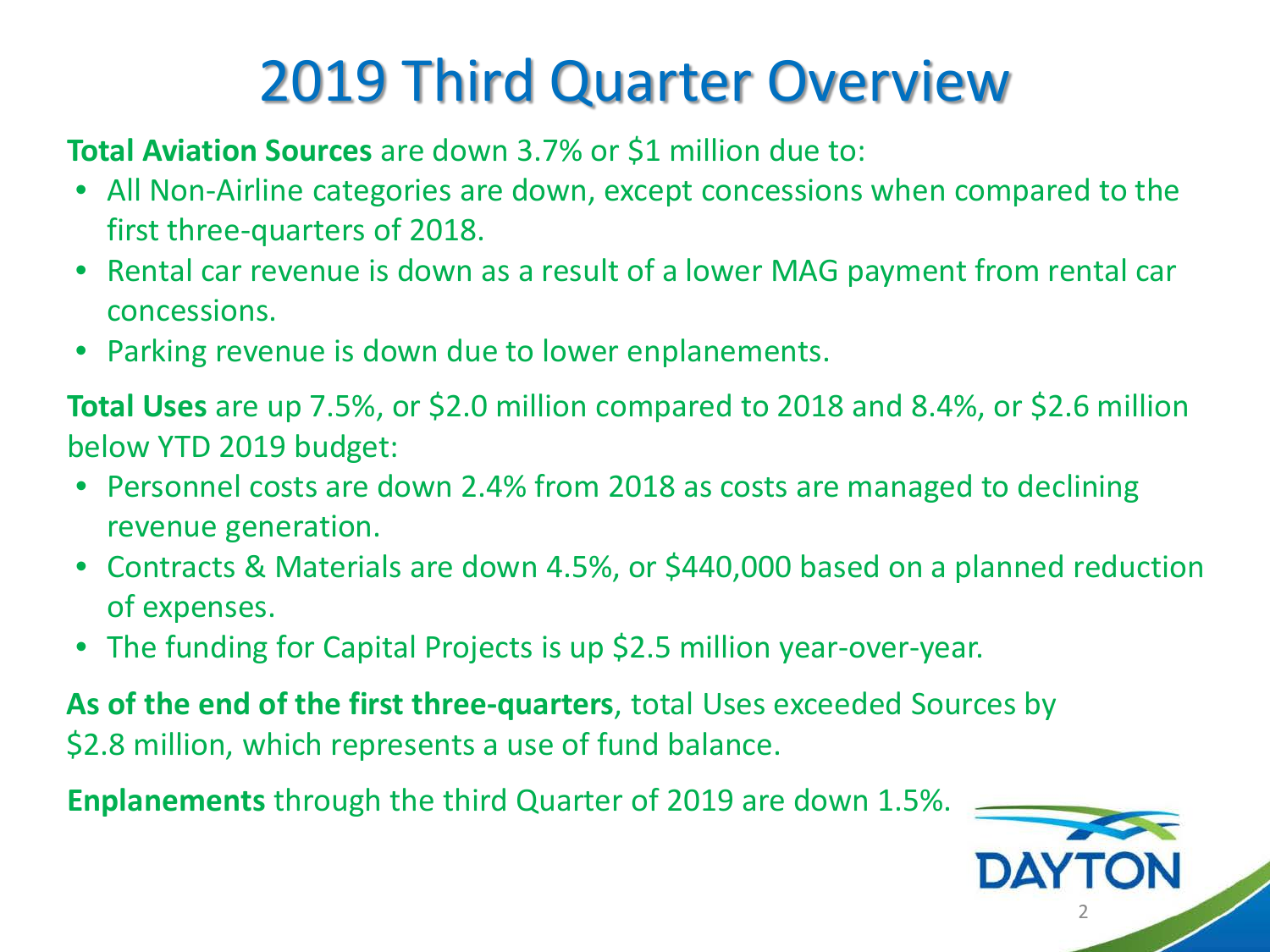# 2019 Third Quarter Overview

**Total Aviation Sources** are down 3.7% or $1 million due to:

- All Non-Airline categories are down, except concessions when compared to the first three-quarters of 2018.
- Rental car revenue is down as a result of a lower MAG payment from rental car concessions.
- Parking revenue is down due to lower enplanements.

**Total Uses** are up 7.5%, or $2.0 million compared to 2018 and 8.4%, or $2.6 million below YTD 2019 budget:

- Personnel costs are down 2.4% from 2018 as costs are managed to declining revenue generation.
- Contracts & Materials are down 4.5%, or $440,000 based on a planned reduction of expenses.
- The funding for Capital Projects is up $2.5 million year-over-year.

**As of the end of the first three-quarters**, total Uses exceeded Sources by $2.8 million, which represents a use of fund balance.

**Enplanements** through the third Quarter of 2019 are down 1.5%.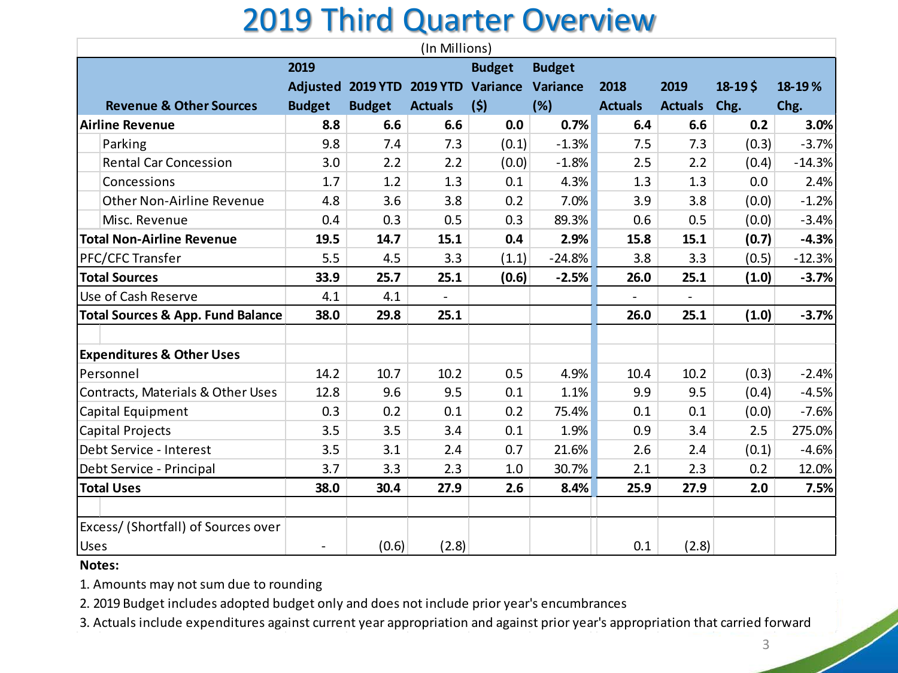# 2019 Third Quarter Overview

(In Millions)

| Revenue & Other Sources | 2019 Adjusted Budget | 2019 YTD Budget | 2019 YTD Actuals | Budget Variance ($) | Budget Variance (%) | 2018 Actuals | 2019 Actuals | 18-19 $ Chg. | 18-19 % Chg. |
|---|---|---|---|---|---|---|---|---|---|
| **Airline Revenue** | **8.8** | **6.6** | **6.6** | **0.0** | **0.7%** | **6.4** | **6.6** | **0.2** | **3.0%** |
| Parking | 9.8 | 7.4 | 7.3 | (0.1) | -1.3% | 7.5 | 7.3 | (0.3) | -3.7% |
| Rental Car Concession | 3.0 | 2.2 | 2.2 | (0.0) | -1.8% | 2.5 | 2.2 | (0.4) | -14.3% |
| Concessions | 1.7 | 1.2 | 1.3 | 0.1 | 4.3% | 1.3 | 1.3 | 0.0 | 2.4% |
| Other Non-Airline Revenue | 4.8 | 3.6 | 3.8 | 0.2 | 7.0% | 3.9 | 3.8 | (0.0) | -1.2% |
| Misc. Revenue | 0.4 | 0.3 | 0.5 | 0.3 | 89.3% | 0.6 | 0.5 | (0.0) | -3.4% |
| **Total Non-Airline Revenue** | **19.5** | **14.7** | **15.1** | **0.4** | **2.9%** | **15.8** | **15.1** | **(0.7)** | **-4.3%** |
| PFC/CFC Transfer | 5.5 | 4.5 | 3.3 | (1.1) | -24.8% | 3.8 | 3.3 | (0.5) | -12.3% |
| **Total Sources** | **33.9** | **25.7** | **25.1** | **(0.6)** | **-2.5%** | **26.0** | **25.1** | **(1.0)** | **-3.7%** |
| Use of Cash Reserve | 4.1 | 4.1 | - | | | - | - | | |
| **Total Sources & App. Fund Balance** | **38.0** | **29.8** | **25.1** | | | **26.0** | **25.1** | **(1.0)** | **-3.7%** |
| | | | | | | | | | |
| **Expenditures & Other Uses** | | | | | | | | | |
| Personnel | 14.2 | 10.7 | 10.2 | 0.5 | 4.9% | 10.4 | 10.2 | (0.3) | -2.4% |
| Contracts, Materials & Other Uses | 12.8 | 9.6 | 9.5 | 0.1 | 1.1% | 9.9 | 9.5 | (0.4) | -4.5% |
| Capital Equipment | 0.3 | 0.2 | 0.1 | 0.2 | 75.4% | 0.1 | 0.1 | (0.0) | -7.6% |
| Capital Projects | 3.5 | 3.5 | 3.4 | 0.1 | 1.9% | 0.9 | 3.4 | 2.5 | 275.0% |
| Debt Service - Interest | 3.5 | 3.1 | 2.4 | 0.7 | 21.6% | 2.6 | 2.4 | (0.1) | -4.6% |
| Debt Service - Principal | 3.7 | 3.3 | 2.3 | 1.0 | 30.7% | 2.1 | 2.3 | 0.2 | 12.0% |
| **Total Uses** | **38.0** | **30.4** | **27.9** | **2.6** | **8.4%** | **25.9** | **27.9** | **2.0** | **7.5%** |
| | | | | | | | | | |
| Excess/ (Shortfall) of Sources over Uses | - | (0.6) | (2.8) | | | 0.1 | (2.8) | | |

**Notes:**

1. Amounts may not sum due to rounding
2. 2019 Budget includes adopted budget only and does not include prior year's encumbrances
3. Actuals include expenditures against current year appropriation and against prior year's appropriation that carried forward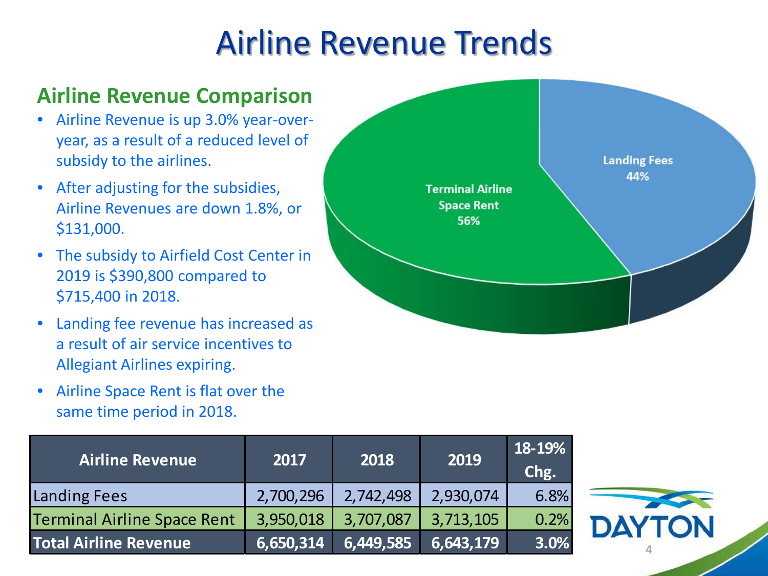# Airline Revenue Trends

## Airline Revenue Comparison

- Airline Revenue is up 3.0% year-over-year, as a result of a reduced level of subsidy to the airlines.
- After adjusting for the subsidies, Airline Revenues are down 1.8%, or $131,000.
- The subsidy to Airfield Cost Center in 2019 is $390,800 compared to $715,400 in 2018.
- Landing fee revenue has increased as a result of air service incentives to Allegiant Airlines expiring.
- Airline Space Rent is flat over the same time period in 2018.

Terminal Airline Space Rent 56%

Landing Fees 44%

| Airline Revenue | 2017 | 2018 | 2019 | 18-19% Chg. |
|---|---|---|---|---|
| Landing Fees | 2,700,296 | 2,742,498 | 2,930,074 | 6.8% |
| Terminal Airline Space Rent | 3,950,018 | 3,707,087 | 3,713,105 | 0.2% |
| **Total Airline Revenue** | **6,650,314** | **6,449,585** | **6,643,179** | **3.0%** |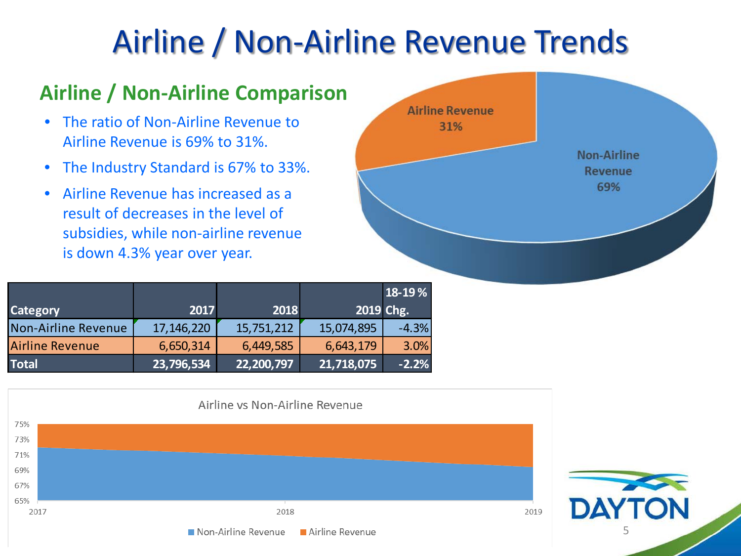# Airline / Non-Airline Revenue Trends

## Airline / Non-Airline Comparison

- The ratio of Non-Airline Revenue to Airline Revenue is 69% to 31%.
- The Industry Standard is 67% to 33%.
- Airline Revenue has increased as a result of decreases in the level of subsidies, while non-airline revenue is down 4.3% year over year.

| Category | 2017 | 2018 | 2019 | 18-19 % Chg. |
|---|---|---|---|---|
| Non-Airline Revenue | 17,146,220 | 15,751,212 | 15,074,895 | -4.3% |
| Airline Revenue | 6,650,314 | 6,449,585 | 6,643,179 | 3.0% |
| **Total** | **23,796,534** | **22,200,797** | **21,718,075** | **-2.2%** |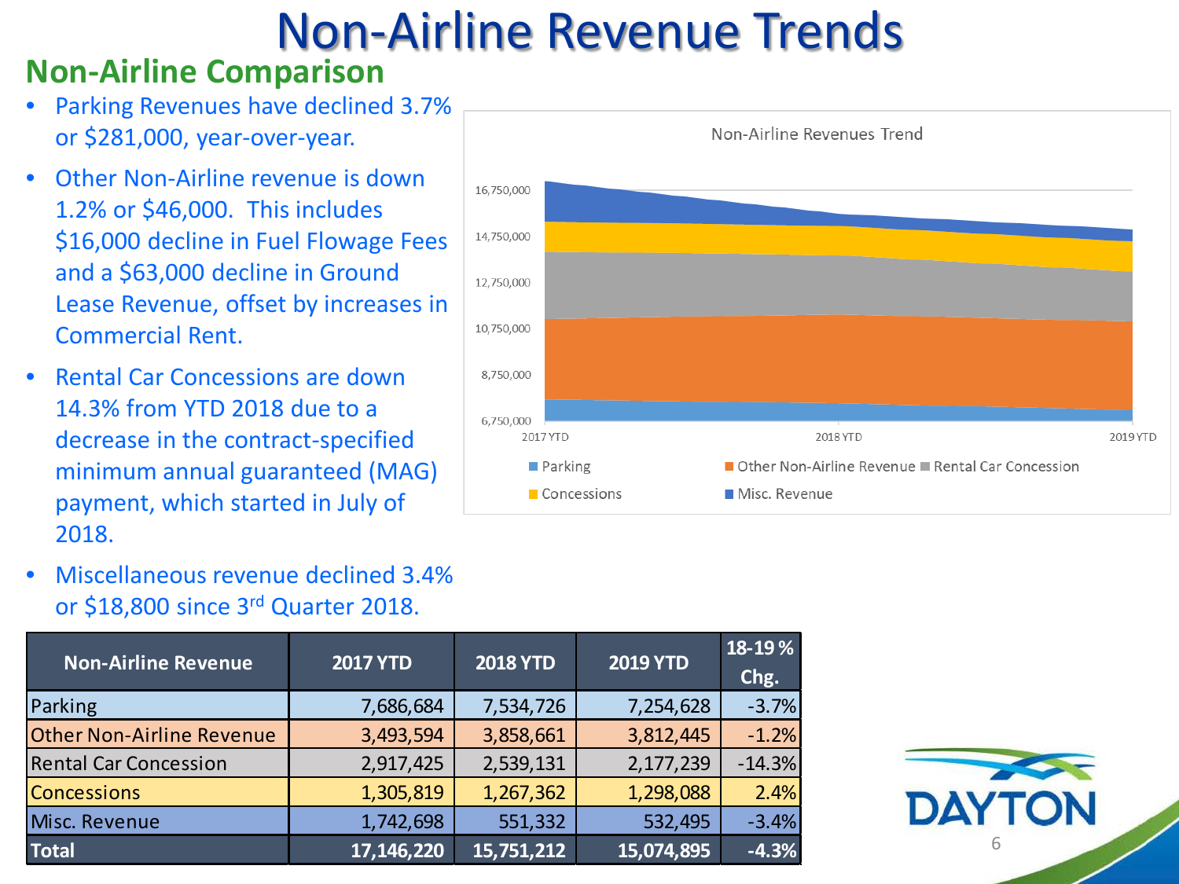# Non-Airline Revenue Trends

## Non-Airline Comparison

- Parking Revenues have declined 3.7% or $281,000, year-over-year.
- Other Non-Airline revenue is down 1.2% or $46,000. This includes $16,000 decline in Fuel Flowage Fees and a $63,000 decline in Ground Lease Revenue, offset by increases in Commercial Rent.
- Rental Car Concessions are down 14.3% from YTD 2018 due to a decrease in the contract-specified minimum annual guaranteed (MAG) payment, which started in July of 2018.
- Miscellaneous revenue declined 3.4% or $18,800 since 3rd Quarter 2018.

| Non-Airline Revenue | 2017 YTD | 2018 YTD | 2019 YTD | 18-19 % Chg. |
|---|---|---|---|---|
| Parking | 7,686,684 | 7,534,726 | 7,254,628 | -3.7% |
| Other Non-Airline Revenue | 3,493,594 | 3,858,661 | 3,812,445 | -1.2% |
| Rental Car Concession | 2,917,425 | 2,539,131 | 2,177,239 | -14.3% |
| Concessions | 1,305,819 | 1,267,362 | 1,298,088 | 2.4% |
| Misc. Revenue | 1,742,698 | 551,332 | 532,495 | -3.4% |
| **Total** | **17,146,220** | **15,751,212** | **15,074,895** | **-4.3%** |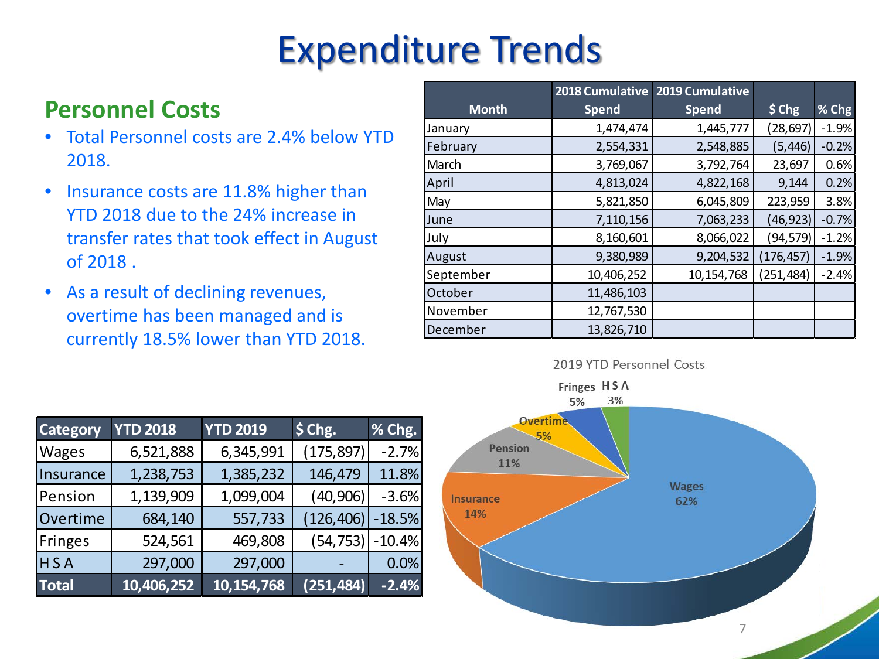# Expenditure Trends

## Personnel Costs

- Total Personnel costs are 2.4% below YTD 2018.
- Insurance costs are 11.8% higher than YTD 2018 due to the 24% increase in transfer rates that took effect in August of 2018 .
- As a result of declining revenues, overtime has been managed and is currently 18.5% lower than YTD 2018.

| Month | 2018 Cumulative Spend | 2019 Cumulative Spend | $ Chg | % Chg |
|---|---|---|---|---|
| January | 1,474,474 | 1,445,777 | (28,697) | -1.9% |
| February | 2,554,331 | 2,548,885 | (5,446) | -0.2% |
| March | 3,769,067 | 3,792,764 | 23,697 | 0.6% |
| April | 4,813,024 | 4,822,168 | 9,144 | 0.2% |
| May | 5,821,850 | 6,045,809 | 223,959 | 3.8% |
| June | 7,110,156 | 7,063,233 | (46,923) | -0.7% |
| July | 8,160,601 | 8,066,022 | (94,579) | -1.2% |
| August | 9,380,989 | 9,204,532 | (176,457) | -1.9% |
| September | 10,406,252 | 10,154,768 | (251,484) | -2.4% |
| October | 11,486,103 | | | |
| November | 12,767,530 | | | |
| December | 13,826,710 | | | |

| Category | YTD 2018 | YTD 2019 | $ Chg. | % Chg. |
|---|---|---|---|---|
| Wages | 6,521,888 | 6,345,991 | (175,897) | -2.7% |
| Insurance | 1,238,753 | 1,385,232 | 146,479 | 11.8% |
| Pension | 1,139,909 | 1,099,004 | (40,906) | -3.6% |
| Overtime | 684,140 | 557,733 | (126,406) | -18.5% |
| Fringes | 524,561 | 469,808 | (54,753) | -10.4% |
| H S A | 297,000 | 297,000 | - | 0.0% |
| **Total** | **10,406,252** | **10,154,768** | **(251,484)** | **-2.4%** |

2019 YTD Personnel Costs

| Category | Share |
|---|---|
| Wages | 62% |
| Insurance | 14% |
| Pension | 11% |
| Overtime | 5% |
| Fringes | 5% |
| H S A | 3% |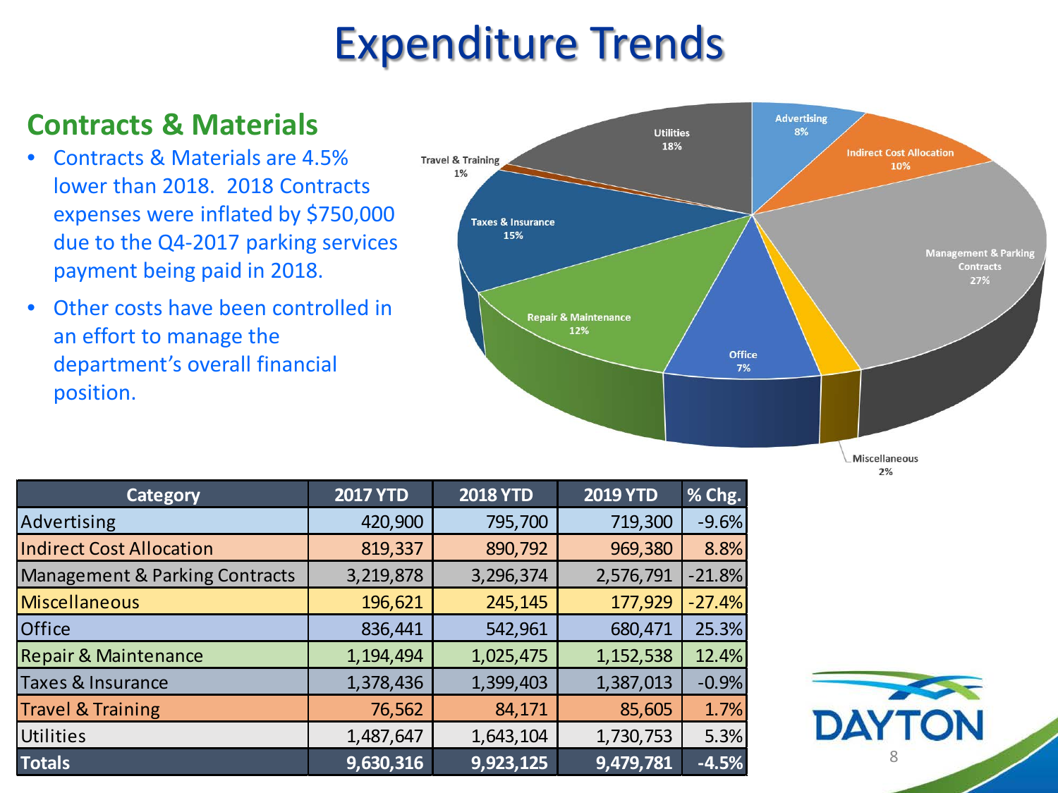# Expenditure Trends

## Contracts & Materials

- Contracts & Materials are 4.5% lower than 2018. 2018 Contracts expenses were inflated by $750,000 due to the Q4-2017 parking services payment being paid in 2018.
- Other costs have been controlled in an effort to manage the department's overall financial position.

| Category | 2017 YTD | 2018 YTD | 2019 YTD | % Chg. |
|---|---|---|---|---|
| Advertising | 420,900 | 795,700 | 719,300 | -9.6% |
| Indirect Cost Allocation | 819,337 | 890,792 | 969,380 | 8.8% |
| Management & Parking Contracts | 3,219,878 | 3,296,374 | 2,576,791 | -21.8% |
| Miscellaneous | 196,621 | 245,145 | 177,929 | -27.4% |
| Office | 836,441 | 542,961 | 680,471 | 25.3% |
| Repair & Maintenance | 1,194,494 | 1,025,475 | 1,152,538 | 12.4% |
| Taxes & Insurance | 1,378,436 | 1,399,403 | 1,387,013 | -0.9% |
| Travel & Training | 76,562 | 84,171 | 85,605 | 1.7% |
| Utilities | 1,487,647 | 1,643,104 | 1,730,753 | 5.3% |
| **Totals** | **9,630,316** | **9,923,125** | **9,479,781** | **-4.5%** |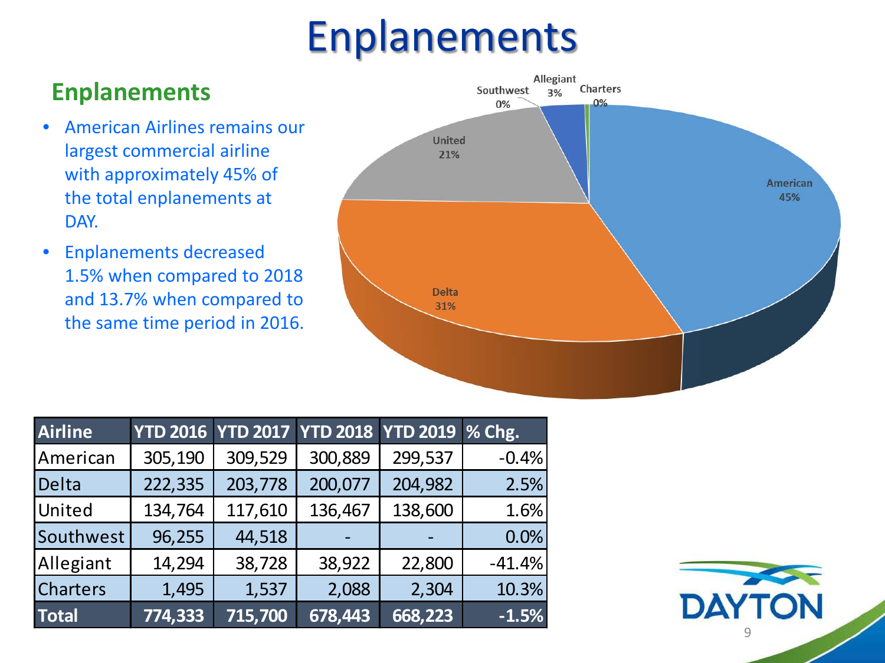# Enplanements

## Enplanements

- American Airlines remains our largest commercial airline with approximately 45% of the total enplanements at DAY.
- Enplanements decreased 1.5% when compared to 2018 and 13.7% when compared to the same time period in 2016.

| Airline | YTD 2016 | YTD 2017 | YTD 2018 | YTD 2019 | % Chg. |
|---|---|---|---|---|---|
| American | 305,190 | 309,529 | 300,889 | 299,537 | -0.4% |
| Delta | 222,335 | 203,778 | 200,077 | 204,982 | 2.5% |
| United | 134,764 | 117,610 | 136,467 | 138,600 | 1.6% |
| Southwest | 96,255 | 44,518 | - | - | 0.0% |
| Allegiant | 14,294 | 38,728 | 38,922 | 22,800 | -41.4% |
| Charters | 1,495 | 1,537 | 2,088 | 2,304 | 10.3% |
| **Total** | **774,333** | **715,700** | **678,443** | **668,223** | **-1.5%** |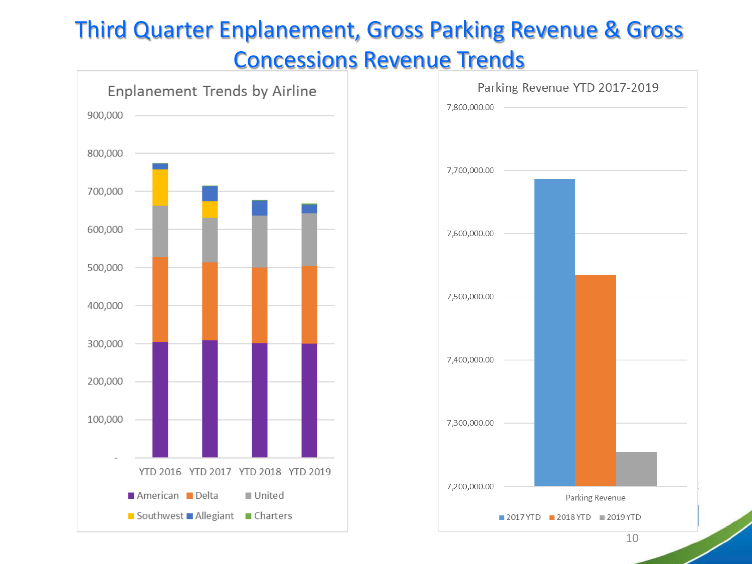# Third Quarter Enplanement, Gross Parking Revenue & Gross Concessions Revenue Trends

**Enplanement Trends by Airline**

900,000
800,000
700,000
600,000
500,000
400,000
300,000
200,000
100,000
-

YTD 2016 | YTD 2017 | YTD 2018 | YTD 2019

American | Delta | United | Southwest | Allegiant | Charters

**Parking Revenue YTD 2017-2019**

7,800,000.00
7,700,000.00
7,600,000.00
7,500,000.00
7,400,000.00
7,300,000.00
7,200,000.00

Parking Revenue

2017 YTD | 2018 YTD | 2019 YTD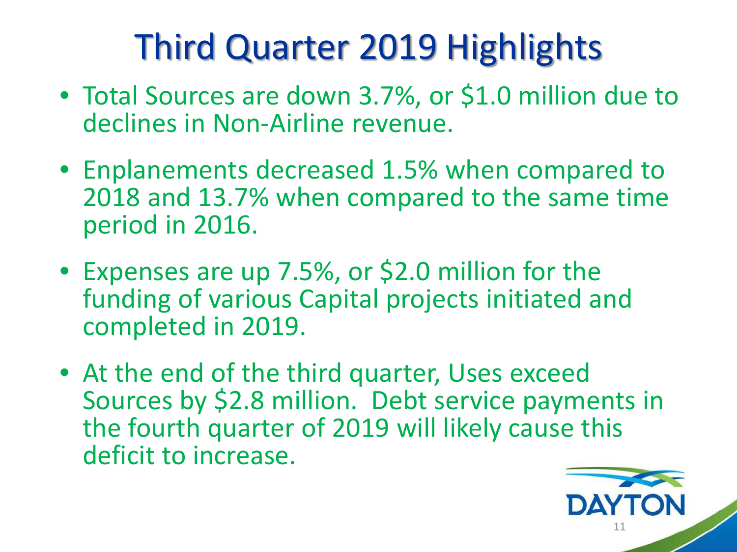# Third Quarter 2019 Highlights

- Total Sources are down 3.7%, or $1.0 million due to declines in Non-Airline revenue.
- Enplanements decreased 1.5% when compared to 2018 and 13.7% when compared to the same time period in 2016.
- Expenses are up 7.5%, or $2.0 million for the funding of various Capital projects initiated and completed in 2019.
- At the end of the third quarter, Uses exceed Sources by $2.8 million. Debt service payments in the fourth quarter of 2019 will likely cause this deficit to increase.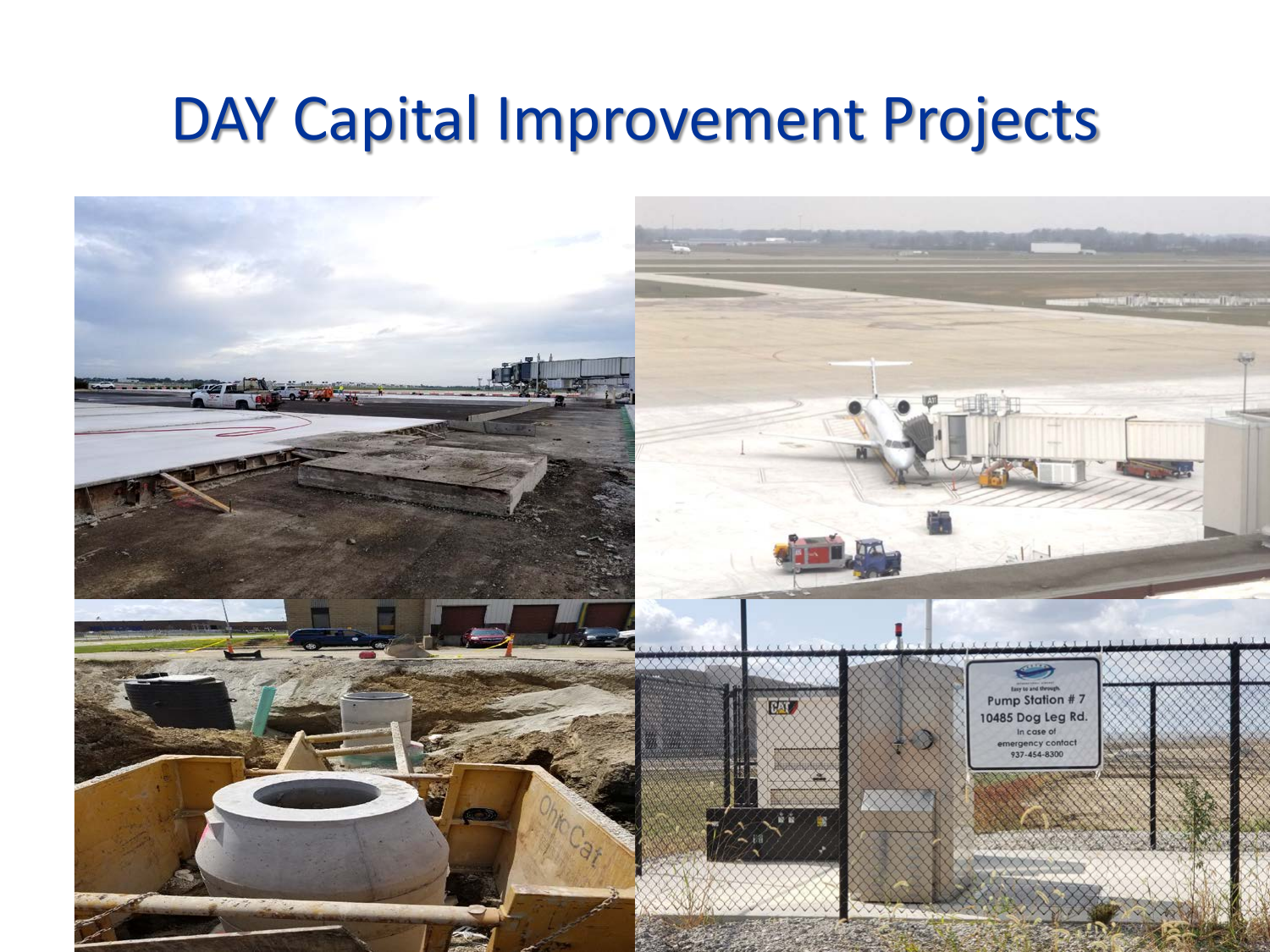# DAY Capital Improvement Projects